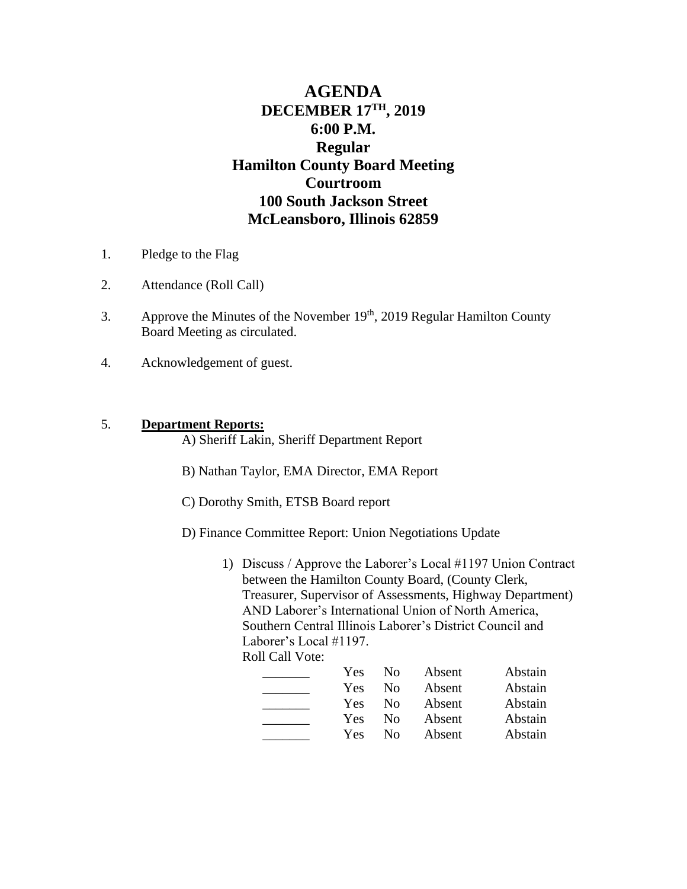# AGENDA
## DECEMBER 17TH, 2019
## 6:00 P.M.
## Regular
## Hamilton County Board Meeting
## Courtroom
## 100 South Jackson Street
## McLeansboro, Illinois 62859

1. Pledge to the Flag

2. Attendance (Roll Call)

3. Approve the Minutes of the November 19th, 2019 Regular Hamilton County Board Meeting as circulated.

4. Acknowledgement of guest.

5. **Department Reports:**

   A) Sheriff Lakin, Sheriff Department Report

   B) Nathan Taylor, EMA Director, EMA Report

   C) Dorothy Smith, ETSB Board report

   D) Finance Committee Report: Union Negotiations Update

   1) Discuss / Approve the Laborer's Local #1197 Union Contract between the Hamilton County Board, (County Clerk, Treasurer, Supervisor of Assessments, Highway Department) AND Laborer's International Union of North America, Southern Central Illinois Laborer's District Council and Laborer's Local #1197.
   Roll Call Vote:

| | | | | |
|---|---|---|---|---|
| _______ | Yes | No | Absent | Abstain |
| _______ | Yes | No | Absent | Abstain |
| _______ | Yes | No | Absent | Abstain |
| _______ | Yes | No | Absent | Abstain |
| _______ | Yes | No | Absent | Abstain |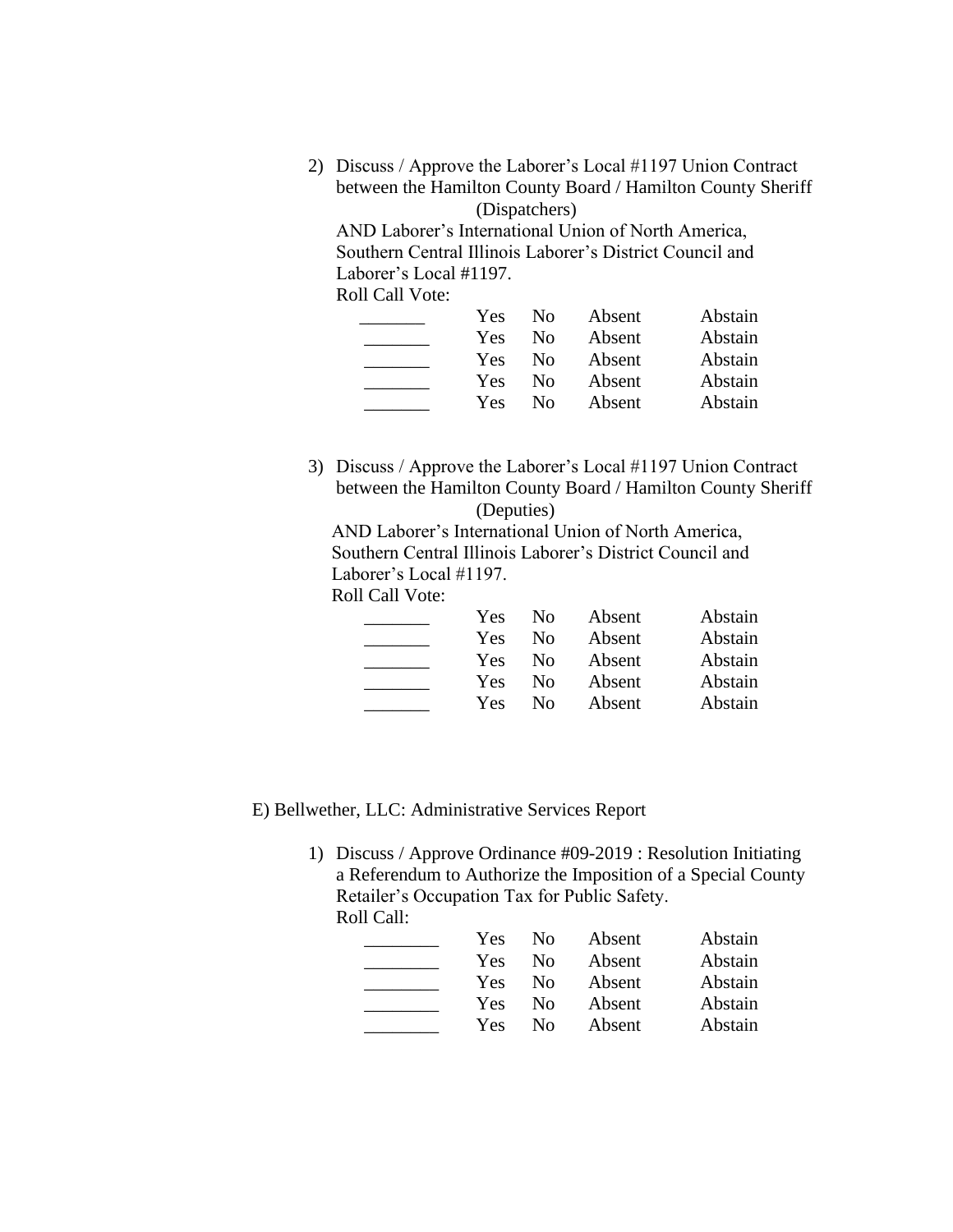2) Discuss / Approve the Laborer's Local #1197 Union Contract between the Hamilton County Board / Hamilton County Sheriff (Dispatchers)
   AND Laborer's International Union of North America, Southern Central Illinois Laborer's District Council and Laborer's Local #1197.
   Roll Call Vote:

| | | | | |
|---|---|---|---|---|
| _______ | Yes | No | Absent | Abstain |
| _______ | Yes | No | Absent | Abstain |
| _______ | Yes | No | Absent | Abstain |
| _______ | Yes | No | Absent | Abstain |
| _______ | Yes | No | Absent | Abstain |

3) Discuss / Approve the Laborer's Local #1197 Union Contract between the Hamilton County Board / Hamilton County Sheriff (Deputies)
   AND Laborer's International Union of North America, Southern Central Illinois Laborer's District Council and Laborer's Local #1197.
   Roll Call Vote:

| | | | | |
|---|---|---|---|---|
| _______ | Yes | No | Absent | Abstain |
| _______ | Yes | No | Absent | Abstain |
| _______ | Yes | No | Absent | Abstain |
| _______ | Yes | No | Absent | Abstain |
| _______ | Yes | No | Absent | Abstain |

E) Bellwether, LLC: Administrative Services Report

1) Discuss / Approve Ordinance #09-2019 : Resolution Initiating a Referendum to Authorize the Imposition of a Special County Retailer's Occupation Tax for Public Safety.
   Roll Call:

| | | | | |
|---|---|---|---|---|
| ________ | Yes | No | Absent | Abstain |
| ________ | Yes | No | Absent | Abstain |
| ________ | Yes | No | Absent | Abstain |
| ________ | Yes | No | Absent | Abstain |
| ________ | Yes | No | Absent | Abstain |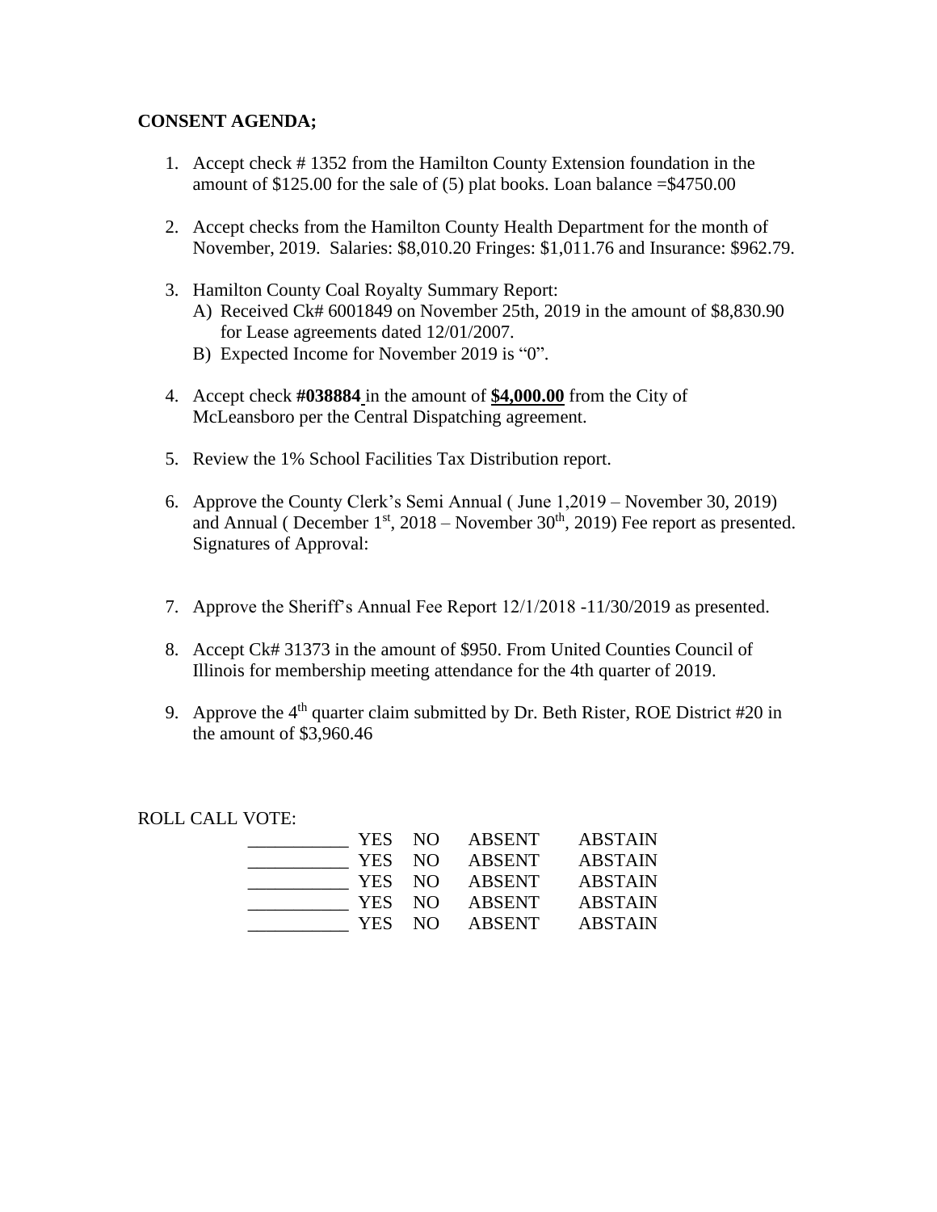**CONSENT AGENDA;**

1. Accept check # 1352 from the Hamilton County Extension foundation in the amount of $125.00 for the sale of (5) plat books. Loan balance =$4750.00

2. Accept checks from the Hamilton County Health Department for the month of November, 2019. Salaries: $8,010.20 Fringes: $1,011.76 and Insurance: $962.79.

3. Hamilton County Coal Royalty Summary Report:
   A) Received Ck# 6001849 on November 25th, 2019 in the amount of $8,830.90 for Lease agreements dated 12/01/2007.
   B) Expected Income for November 2019 is "0".

4. Accept check **#038884** in the amount of **$4,000.00** from the City of McLeansboro per the Central Dispatching agreement.

5. Review the 1% School Facilities Tax Distribution report.

6. Approve the County Clerk's Semi Annual ( June 1,2019 – November 30, 2019) and Annual ( December 1st, 2018 – November 30th, 2019) Fee report as presented. Signatures of Approval:

7. Approve the Sheriff's Annual Fee Report 12/1/2018 -11/30/2019 as presented.

8. Accept Ck# 31373 in the amount of $950. From United Counties Council of Illinois for membership meeting attendance for the 4th quarter of 2019.

9. Approve the 4th quarter claim submitted by Dr. Beth Rister, ROE District #20 in the amount of $3,960.46

ROLL CALL VOTE:

| | | | | |
|---|---|---|---|---|
| ___________ | YES | NO | ABSENT | ABSTAIN |
| ___________ | YES | NO | ABSENT | ABSTAIN |
| ___________ | YES | NO | ABSENT | ABSTAIN |
| ___________ | YES | NO | ABSENT | ABSTAIN |
| ___________ | YES | NO | ABSENT | ABSTAIN |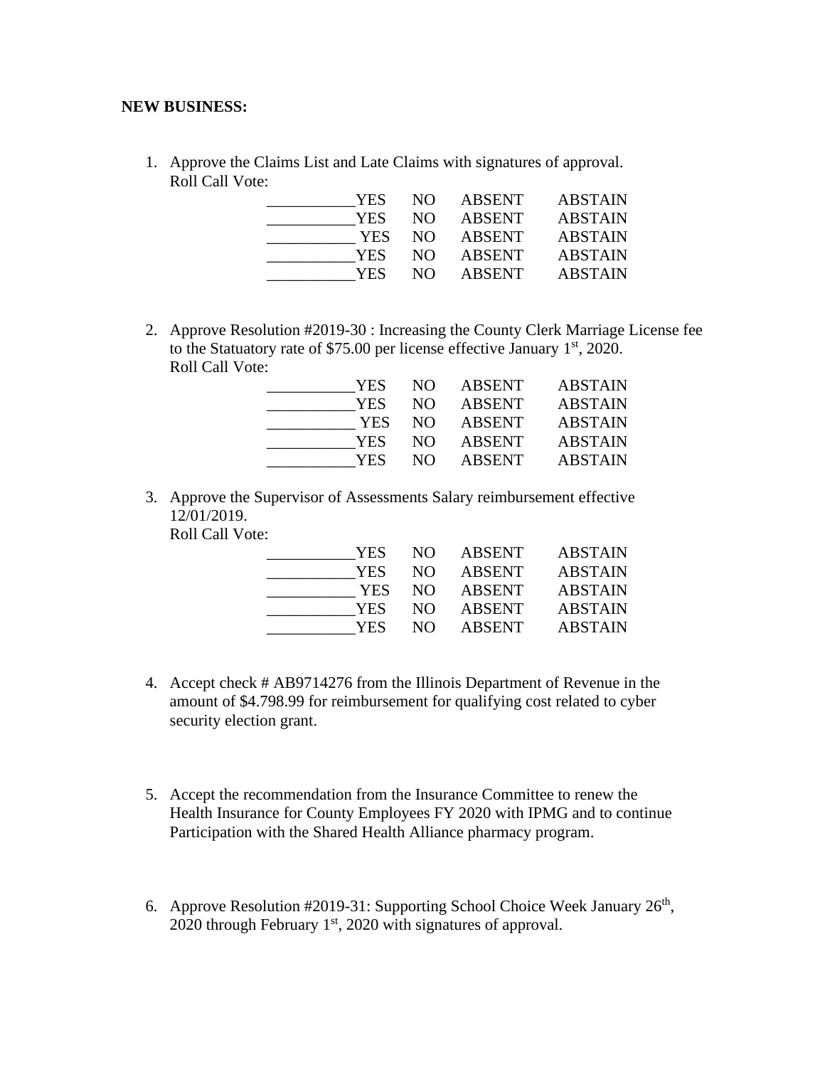**NEW BUSINESS:**

1. Approve the Claims List and Late Claims with signatures of approval.
   Roll Call Vote:

   | | | | | |
   |---|---|---|---|---|
   | ___________ | YES | NO | ABSENT | ABSTAIN |
   | ___________ | YES | NO | ABSENT | ABSTAIN |
   | ___________ | YES | NO | ABSENT | ABSTAIN |
   | ___________ | YES | NO | ABSENT | ABSTAIN |
   | ___________ | YES | NO | ABSENT | ABSTAIN |

2. Approve Resolution #2019-30 : Increasing the County Clerk Marriage License fee to the Statuatory rate of $75.00 per license effective January 1st, 2020.
   Roll Call Vote:

   | | | | | |
   |---|---|---|---|---|
   | ___________ | YES | NO | ABSENT | ABSTAIN |
   | ___________ | YES | NO | ABSENT | ABSTAIN |
   | ___________ | YES | NO | ABSENT | ABSTAIN |
   | ___________ | YES | NO | ABSENT | ABSTAIN |
   | ___________ | YES | NO | ABSENT | ABSTAIN |

3. Approve the Supervisor of Assessments Salary reimbursement effective 12/01/2019.
   Roll Call Vote:

   | | | | | |
   |---|---|---|---|---|
   | ___________ | YES | NO | ABSENT | ABSTAIN |
   | ___________ | YES | NO | ABSENT | ABSTAIN |
   | ___________ | YES | NO | ABSENT | ABSTAIN |
   | ___________ | YES | NO | ABSENT | ABSTAIN |
   | ___________ | YES | NO | ABSENT | ABSTAIN |

4. Accept check # AB9714276 from the Illinois Department of Revenue in the amount of $4.798.99 for reimbursement for qualifying cost related to cyber security election grant.

5. Accept the recommendation from the Insurance Committee to renew the Health Insurance for County Employees FY 2020 with IPMG and to continue Participation with the Shared Health Alliance pharmacy program.

6. Approve Resolution #2019-31: Supporting School Choice Week January 26th, 2020 through February 1st, 2020 with signatures of approval.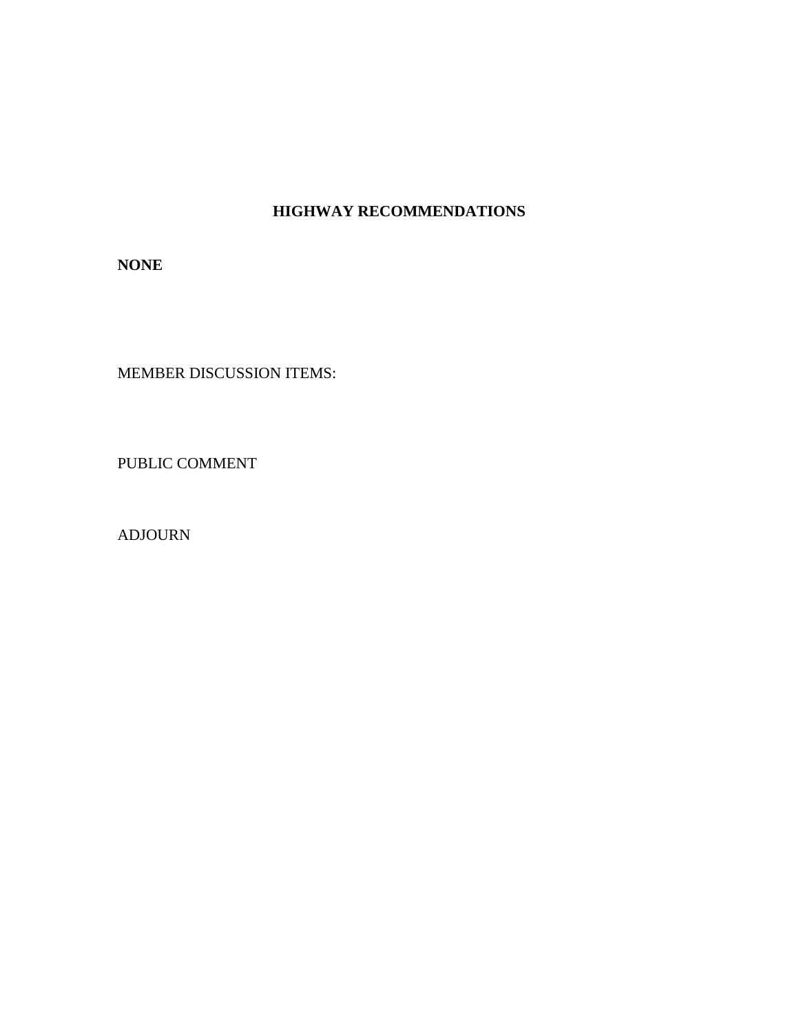## HIGHWAY RECOMMENDATIONS

**NONE**

MEMBER DISCUSSION ITEMS:

PUBLIC COMMENT

ADJOURN